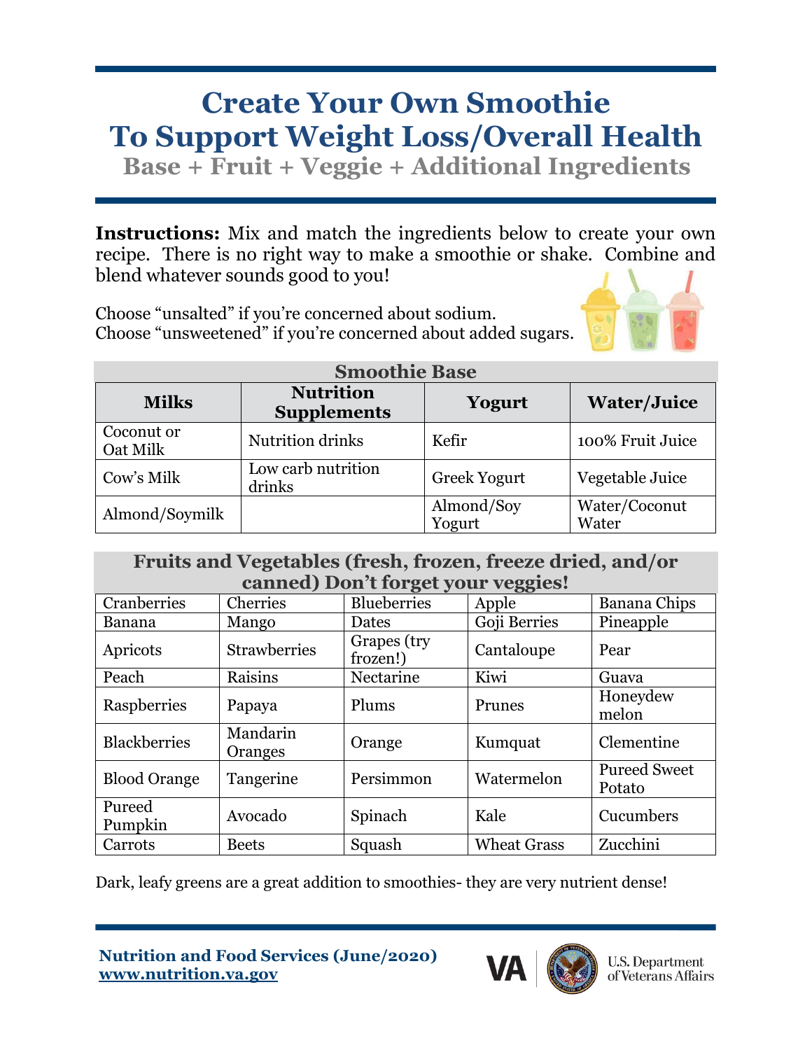# Create Your Own Smoothie To Support Weight Loss/Overall Health

## Base + Fruit + Veggie + Additional Ingredients

**Instructions:** Mix and match the ingredients below to create your own recipe. There is no right way to make a smoothie or shake. Combine and blend whatever sounds good to you!

Choose "unsalted" if you're concerned about sodium.
Choose "unsweetened" if you're concerned about added sugars.

**Smoothie Base**

| Milks | Nutrition Supplements | Yogurt | Water/Juice |
|---|---|---|---|
| Coconut or Oat Milk | Nutrition drinks | Kefir | 100% Fruit Juice |
| Cow's Milk | Low carb nutrition drinks | Greek Yogurt | Vegetable Juice |
| Almond/Soymilk | | Almond/Soy Yogurt | Water/Coconut Water |

**Fruits and Vegetables (fresh, frozen, freeze dried, and/or canned) Don't forget your veggies!**

| | | | | |
|---|---|---|---|---|
| Cranberries | Cherries | Blueberries | Apple | Banana Chips |
| Banana | Mango | Dates | Goji Berries | Pineapple |
| Apricots | Strawberries | Grapes (try frozen!) | Cantaloupe | Pear |
| Peach | Raisins | Nectarine | Kiwi | Guava |
| Raspberries | Papaya | Plums | Prunes | Honeydew melon |
| Blackberries | Mandarin Oranges | Orange | Kumquat | Clementine |
| Blood Orange | Tangerine | Persimmon | Watermelon | Pureed Sweet Potato |
| Pureed Pumpkin | Avocado | Spinach | Kale | Cucumbers |
| Carrots | Beets | Squash | Wheat Grass | Zucchini |

Dark, leafy greens are a great addition to smoothies- they are very nutrient dense!

**Nutrition and Food Services (June/2020)**
**www.nutrition.va.gov**

VA U.S. Department of Veterans Affairs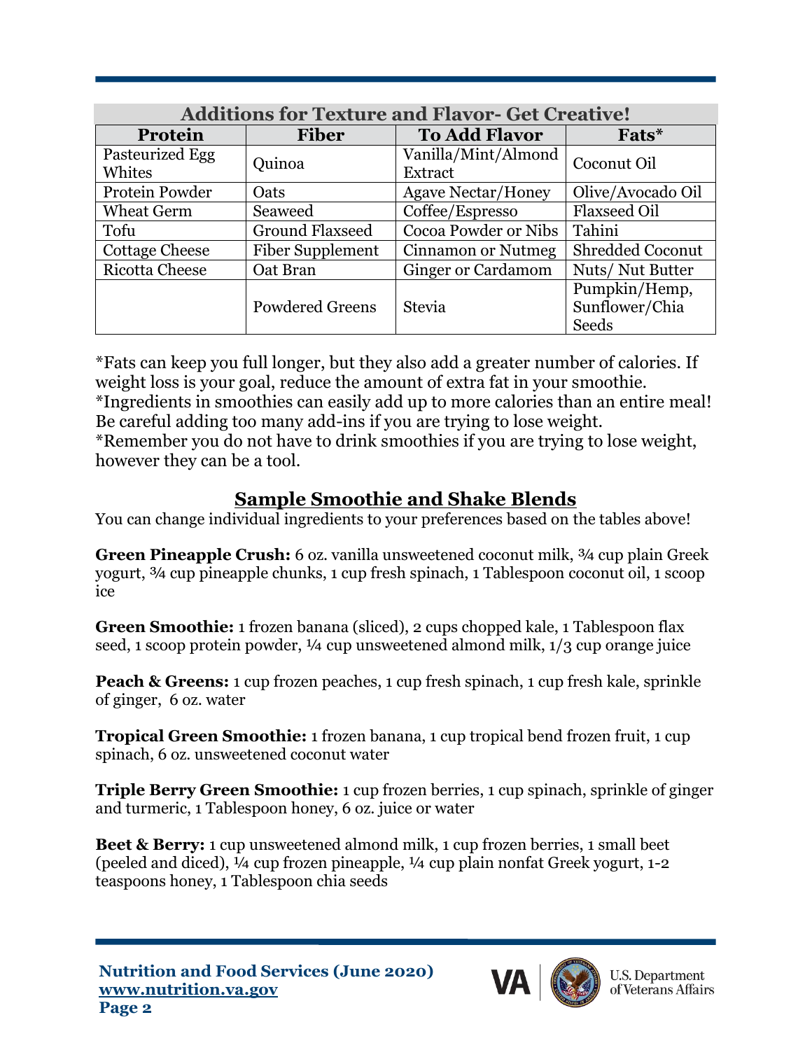| Additions for Texture and Flavor- Get Creative! | | | |
|---|---|---|---|
| **Protein** | **Fiber** | **To Add Flavor** | **Fats*** |
| Pasteurized Egg Whites | Quinoa | Vanilla/Mint/Almond Extract | Coconut Oil |
| Protein Powder | Oats | Agave Nectar/Honey | Olive/Avocado Oil |
| Wheat Germ | Seaweed | Coffee/Espresso | Flaxseed Oil |
| Tofu | Ground Flaxseed | Cocoa Powder or Nibs | Tahini |
| Cottage Cheese | Fiber Supplement | Cinnamon or Nutmeg | Shredded Coconut |
| Ricotta Cheese | Oat Bran | Ginger or Cardamom | Nuts/ Nut Butter |
| | Powdered Greens | Stevia | Pumpkin/Hemp, Sunflower/Chia Seeds |

*Fats can keep you full longer, but they also add a greater number of calories. If weight loss is your goal, reduce the amount of extra fat in your smoothie.
*Ingredients in smoothies can easily add up to more calories than an entire meal! Be careful adding too many add-ins if you are trying to lose weight.
*Remember you do not have to drink smoothies if you are trying to lose weight, however they can be a tool.

## Sample Smoothie and Shake Blends

You can change individual ingredients to your preferences based on the tables above!

**Green Pineapple Crush:** 6 oz. vanilla unsweetened coconut milk, ¾ cup plain Greek yogurt, ¾ cup pineapple chunks, 1 cup fresh spinach, 1 Tablespoon coconut oil, 1 scoop ice

**Green Smoothie:** 1 frozen banana (sliced), 2 cups chopped kale, 1 Tablespoon flax seed, 1 scoop protein powder, ¼ cup unsweetened almond milk, 1/3 cup orange juice

**Peach & Greens:** 1 cup frozen peaches, 1 cup fresh spinach, 1 cup fresh kale, sprinkle of ginger, 6 oz. water

**Tropical Green Smoothie:** 1 frozen banana, 1 cup tropical bend frozen fruit, 1 cup spinach, 6 oz. unsweetened coconut water

**Triple Berry Green Smoothie:** 1 cup frozen berries, 1 cup spinach, sprinkle of ginger and turmeric, 1 Tablespoon honey, 6 oz. juice or water

**Beet & Berry:** 1 cup unsweetened almond milk, 1 cup frozen berries, 1 small beet (peeled and diced), ¼ cup frozen pineapple, ¼ cup plain nonfat Greek yogurt, 1-2 teaspoons honey, 1 Tablespoon chia seeds

**Nutrition and Food Services (June 2020)**
**www.nutrition.va.gov**

VA U.S. Department of Veterans Affairs